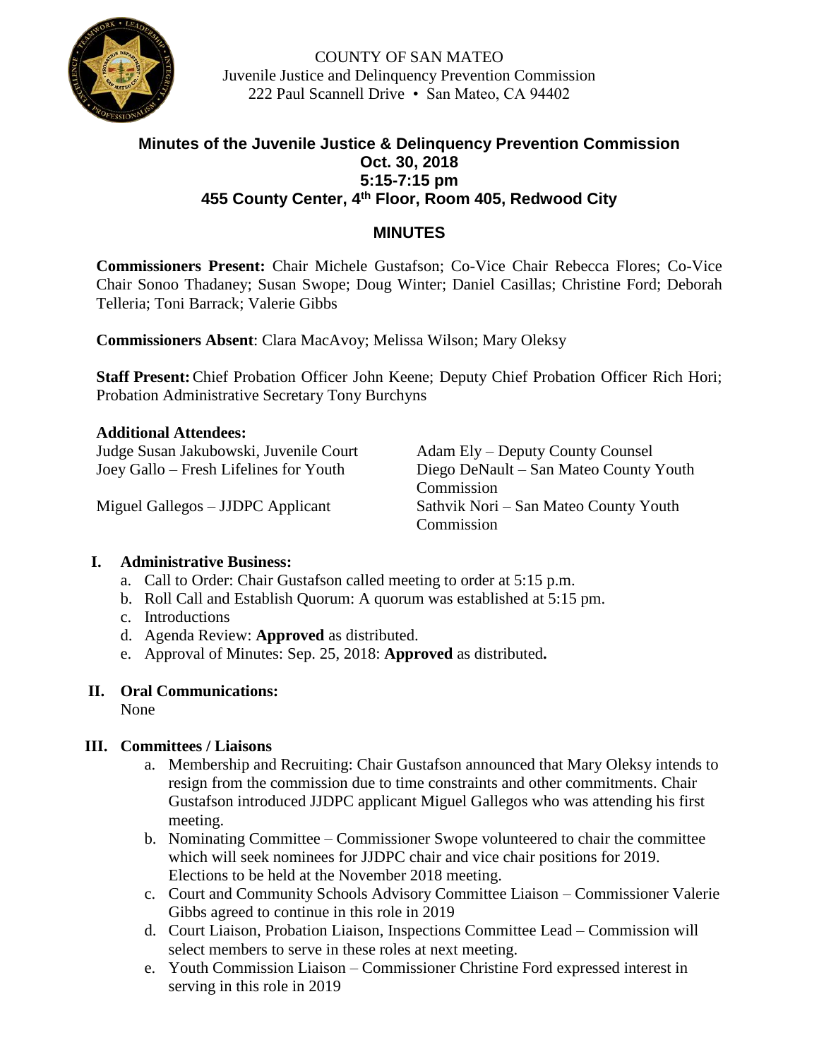COUNTY OF SAN MATEO
Juvenile Justice and Delinquency Prevention Commission
222 Paul Scannell Drive • San Mateo, CA 94402

## Minutes of the Juvenile Justice & Delinquency Prevention Commission
## Oct. 30, 2018
## 5:15-7:15 pm
## 455 County Center, 4th Floor, Room 405, Redwood City

## MINUTES

**Commissioners Present:** Chair Michele Gustafson; Co-Vice Chair Rebecca Flores; Co-Vice Chair Sonoo Thadaney; Susan Swope; Doug Winter; Daniel Casillas; Christine Ford; Deborah Telleria; Toni Barrack; Valerie Gibbs

**Commissioners Absent**: Clara MacAvoy; Melissa Wilson; Mary Oleksy

**Staff Present:** Chief Probation Officer John Keene; Deputy Chief Probation Officer Rich Hori; Probation Administrative Secretary Tony Burchyns

**Additional Attendees:**

Judge Susan Jakubowski, Juvenile Court
Joey Gallo – Fresh Lifelines for Youth
Miguel Gallegos – JJDPC Applicant
Adam Ely – Deputy County Counsel
Diego DeNault – San Mateo County Youth Commission
Sathvik Nori – San Mateo County Youth Commission

**I. Administrative Business:**

a. Call to Order: Chair Gustafson called meeting to order at 5:15 p.m.
b. Roll Call and Establish Quorum: A quorum was established at 5:15 pm.
c. Introductions
d. Agenda Review: **Approved** as distributed.
e. Approval of Minutes: Sep. 25, 2018: **Approved** as distributed**.**

**II. Oral Communications:**

None

**III. Committees / Liaisons**

a. Membership and Recruiting: Chair Gustafson announced that Mary Oleksy intends to resign from the commission due to time constraints and other commitments. Chair Gustafson introduced JJDPC applicant Miguel Gallegos who was attending his first meeting.
b. Nominating Committee – Commissioner Swope volunteered to chair the committee which will seek nominees for JJDPC chair and vice chair positions for 2019. Elections to be held at the November 2018 meeting.
c. Court and Community Schools Advisory Committee Liaison – Commissioner Valerie Gibbs agreed to continue in this role in 2019
d. Court Liaison, Probation Liaison, Inspections Committee Lead – Commission will select members to serve in these roles at next meeting.
e. Youth Commission Liaison – Commissioner Christine Ford expressed interest in serving in this role in 2019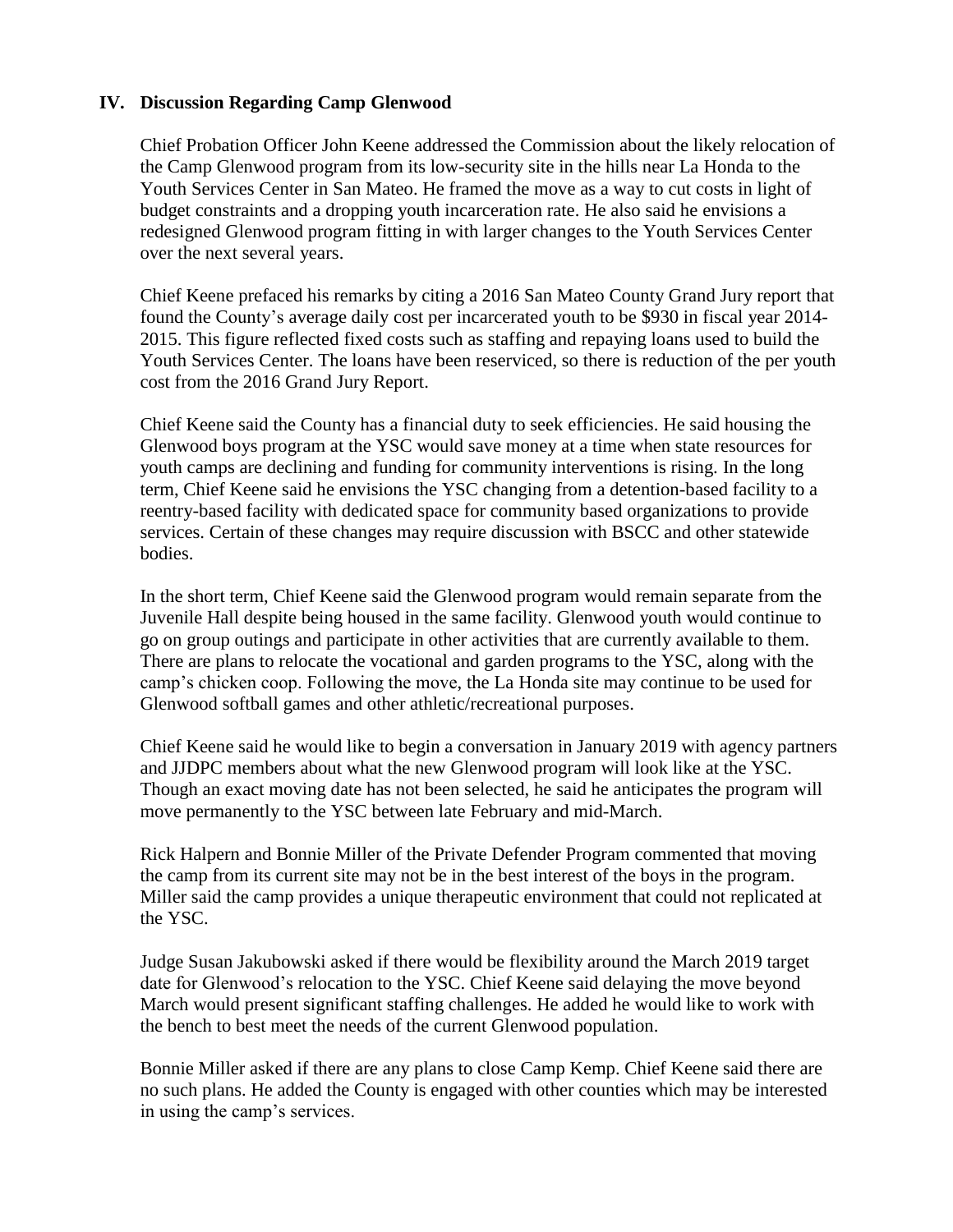## IV. Discussion Regarding Camp Glenwood

Chief Probation Officer John Keene addressed the Commission about the likely relocation of the Camp Glenwood program from its low-security site in the hills near La Honda to the Youth Services Center in San Mateo. He framed the move as a way to cut costs in light of budget constraints and a dropping youth incarceration rate. He also said he envisions a redesigned Glenwood program fitting in with larger changes to the Youth Services Center over the next several years.

Chief Keene prefaced his remarks by citing a 2016 San Mateo County Grand Jury report that found the County's average daily cost per incarcerated youth to be $930 in fiscal year 2014-2015. This figure reflected fixed costs such as staffing and repaying loans used to build the Youth Services Center. The loans have been reserviced, so there is reduction of the per youth cost from the 2016 Grand Jury Report.

Chief Keene said the County has a financial duty to seek efficiencies. He said housing the Glenwood boys program at the YSC would save money at a time when state resources for youth camps are declining and funding for community interventions is rising. In the long term, Chief Keene said he envisions the YSC changing from a detention-based facility to a reentry-based facility with dedicated space for community based organizations to provide services. Certain of these changes may require discussion with BSCC and other statewide bodies.

In the short term, Chief Keene said the Glenwood program would remain separate from the Juvenile Hall despite being housed in the same facility. Glenwood youth would continue to go on group outings and participate in other activities that are currently available to them. There are plans to relocate the vocational and garden programs to the YSC, along with the camp's chicken coop. Following the move, the La Honda site may continue to be used for Glenwood softball games and other athletic/recreational purposes.

Chief Keene said he would like to begin a conversation in January 2019 with agency partners and JJDPC members about what the new Glenwood program will look like at the YSC. Though an exact moving date has not been selected, he said he anticipates the program will move permanently to the YSC between late February and mid-March.

Rick Halpern and Bonnie Miller of the Private Defender Program commented that moving the camp from its current site may not be in the best interest of the boys in the program. Miller said the camp provides a unique therapeutic environment that could not replicated at the YSC.

Judge Susan Jakubowski asked if there would be flexibility around the March 2019 target date for Glenwood's relocation to the YSC. Chief Keene said delaying the move beyond March would present significant staffing challenges. He added he would like to work with the bench to best meet the needs of the current Glenwood population.

Bonnie Miller asked if there are any plans to close Camp Kemp. Chief Keene said there are no such plans. He added the County is engaged with other counties which may be interested in using the camp's services.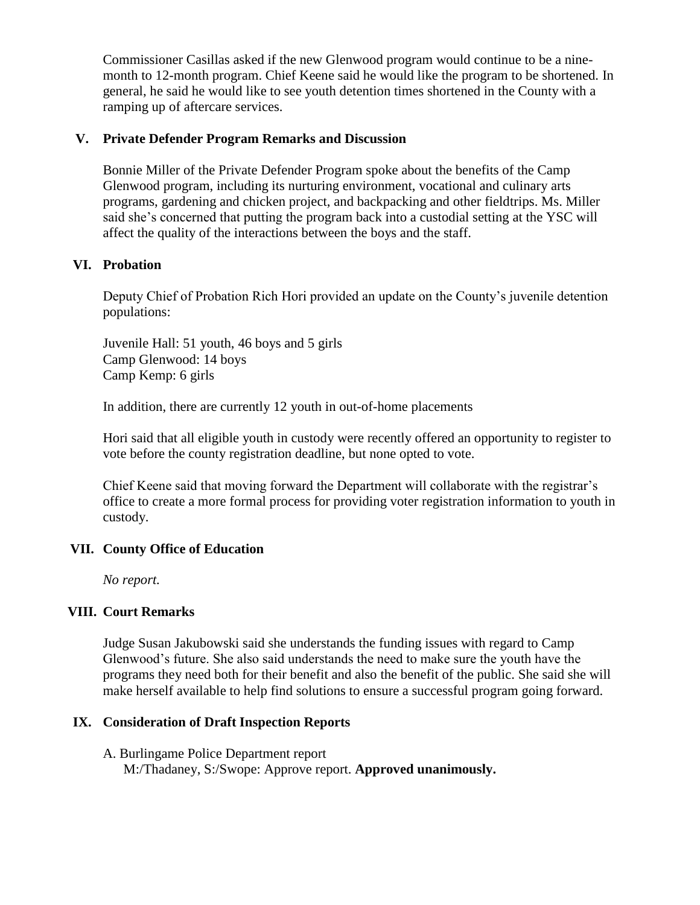Commissioner Casillas asked if the new Glenwood program would continue to be a nine-month to 12-month program. Chief Keene said he would like the program to be shortened. In general, he said he would like to see youth detention times shortened in the County with a ramping up of aftercare services.

## V. Private Defender Program Remarks and Discussion

Bonnie Miller of the Private Defender Program spoke about the benefits of the Camp Glenwood program, including its nurturing environment, vocational and culinary arts programs, gardening and chicken project, and backpacking and other fieldtrips. Ms. Miller said she's concerned that putting the program back into a custodial setting at the YSC will affect the quality of the interactions between the boys and the staff.

## VI. Probation

Deputy Chief of Probation Rich Hori provided an update on the County's juvenile detention populations:

Juvenile Hall: 51 youth, 46 boys and 5 girls
Camp Glenwood: 14 boys
Camp Kemp: 6 girls

In addition, there are currently 12 youth in out-of-home placements

Hori said that all eligible youth in custody were recently offered an opportunity to register to vote before the county registration deadline, but none opted to vote.

Chief Keene said that moving forward the Department will collaborate with the registrar's office to create a more formal process for providing voter registration information to youth in custody.

## VII. County Office of Education

*No report.*

## VIII. Court Remarks

Judge Susan Jakubowski said she understands the funding issues with regard to Camp Glenwood's future. She also said understands the need to make sure the youth have the programs they need both for their benefit and also the benefit of the public. She said she will make herself available to help find solutions to ensure a successful program going forward.

## IX. Consideration of Draft Inspection Reports

A. Burlingame Police Department report
M:/Thadaney, S:/Swope: Approve report. **Approved unanimously.**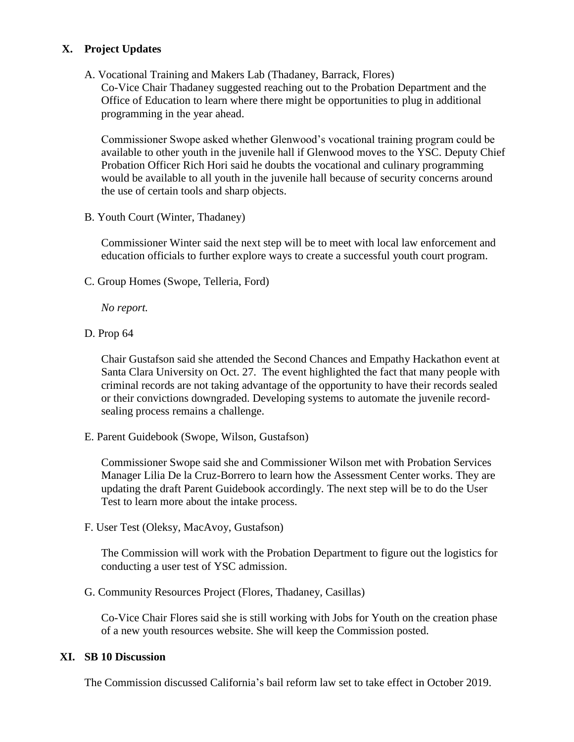## X. Project Updates

A. Vocational Training and Makers Lab (Thadaney, Barrack, Flores)

Co-Vice Chair Thadaney suggested reaching out to the Probation Department and the Office of Education to learn where there might be opportunities to plug in additional programming in the year ahead.

Commissioner Swope asked whether Glenwood's vocational training program could be available to other youth in the juvenile hall if Glenwood moves to the YSC. Deputy Chief Probation Officer Rich Hori said he doubts the vocational and culinary programming would be available to all youth in the juvenile hall because of security concerns around the use of certain tools and sharp objects.

B. Youth Court (Winter, Thadaney)

Commissioner Winter said the next step will be to meet with local law enforcement and education officials to further explore ways to create a successful youth court program.

C. Group Homes (Swope, Telleria, Ford)

*No report.*

D. Prop 64

Chair Gustafson said she attended the Second Chances and Empathy Hackathon event at Santa Clara University on Oct. 27. The event highlighted the fact that many people with criminal records are not taking advantage of the opportunity to have their records sealed or their convictions downgraded. Developing systems to automate the juvenile record-sealing process remains a challenge.

E. Parent Guidebook (Swope, Wilson, Gustafson)

Commissioner Swope said she and Commissioner Wilson met with Probation Services Manager Lilia De la Cruz-Borrero to learn how the Assessment Center works. They are updating the draft Parent Guidebook accordingly. The next step will be to do the User Test to learn more about the intake process.

F. User Test (Oleksy, MacAvoy, Gustafson)

The Commission will work with the Probation Department to figure out the logistics for conducting a user test of YSC admission.

G. Community Resources Project (Flores, Thadaney, Casillas)

Co-Vice Chair Flores said she is still working with Jobs for Youth on the creation phase of a new youth resources website. She will keep the Commission posted.

## XI. SB 10 Discussion

The Commission discussed California's bail reform law set to take effect in October 2019.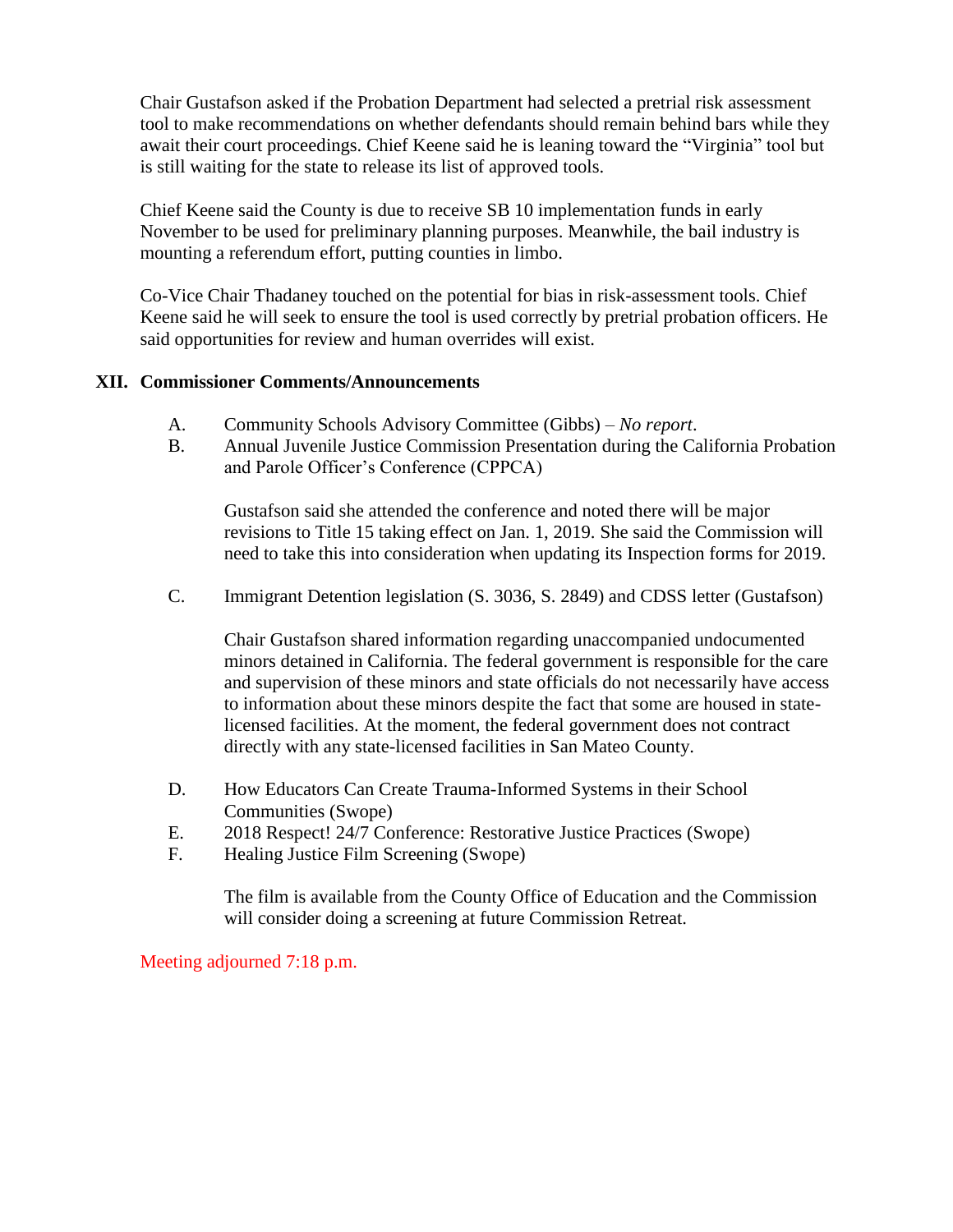Chair Gustafson asked if the Probation Department had selected a pretrial risk assessment tool to make recommendations on whether defendants should remain behind bars while they await their court proceedings. Chief Keene said he is leaning toward the "Virginia" tool but is still waiting for the state to release its list of approved tools.

Chief Keene said the County is due to receive SB 10 implementation funds in early November to be used for preliminary planning purposes. Meanwhile, the bail industry is mounting a referendum effort, putting counties in limbo.

Co-Vice Chair Thadaney touched on the potential for bias in risk-assessment tools. Chief Keene said he will seek to ensure the tool is used correctly by pretrial probation officers. He said opportunities for review and human overrides will exist.

## XII. Commissioner Comments/Announcements

A. Community Schools Advisory Committee (Gibbs) – *No report*.

B. Annual Juvenile Justice Commission Presentation during the California Probation and Parole Officer's Conference (CPPCA)

Gustafson said she attended the conference and noted there will be major revisions to Title 15 taking effect on Jan. 1, 2019. She said the Commission will need to take this into consideration when updating its Inspection forms for 2019.

C. Immigrant Detention legislation (S. 3036, S. 2849) and CDSS letter (Gustafson)

Chair Gustafson shared information regarding unaccompanied undocumented minors detained in California. The federal government is responsible for the care and supervision of these minors and state officials do not necessarily have access to information about these minors despite the fact that some are housed in state-licensed facilities. At the moment, the federal government does not contract directly with any state-licensed facilities in San Mateo County.

D. How Educators Can Create Trauma-Informed Systems in their School Communities (Swope)

E. 2018 Respect! 24/7 Conference: Restorative Justice Practices (Swope)

F. Healing Justice Film Screening (Swope)

The film is available from the County Office of Education and the Commission will consider doing a screening at future Commission Retreat.

Meeting adjourned 7:18 p.m.